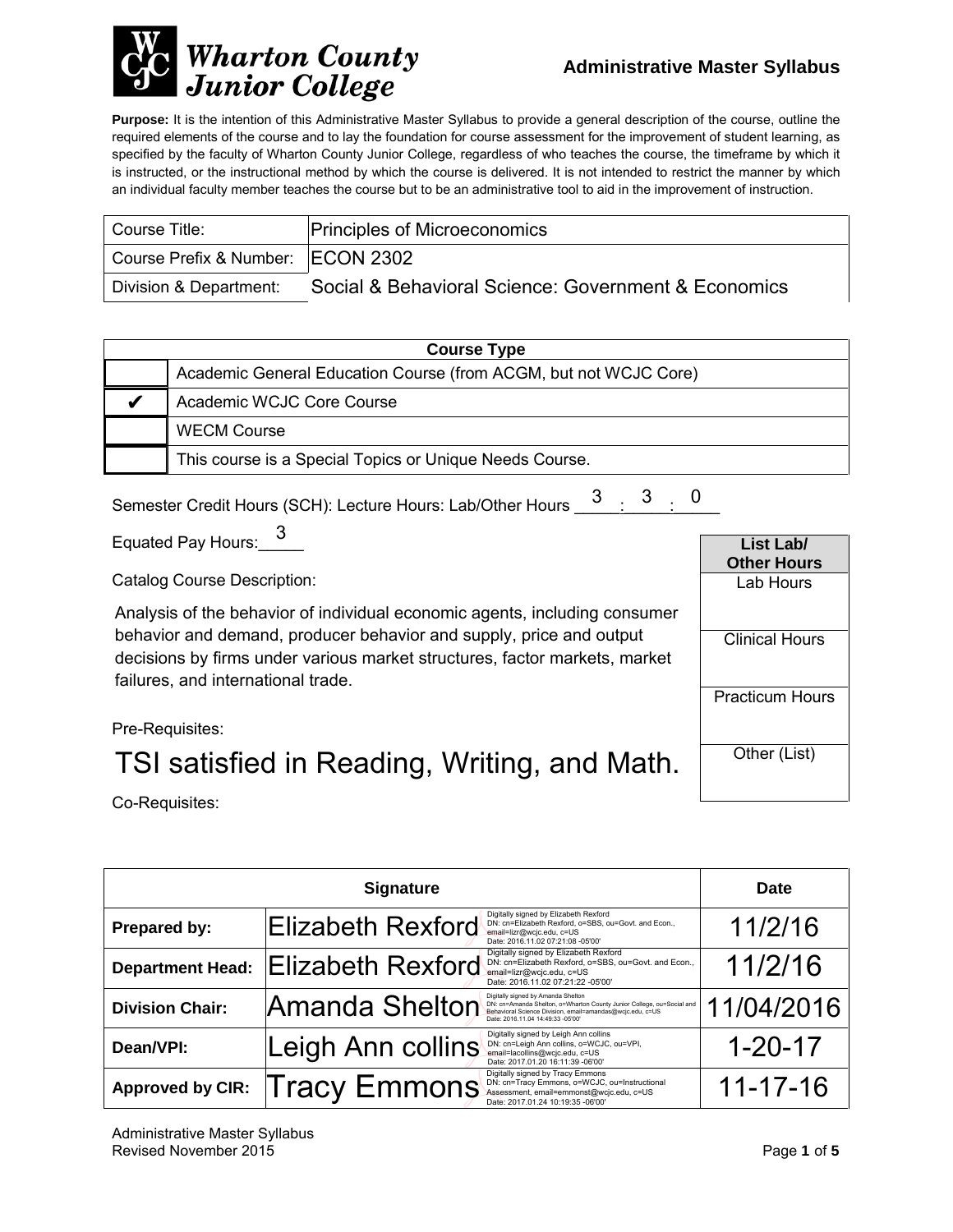# Wharton County Junior College

**Administrative Master Syllabus**

**Purpose:** It is the intention of this Administrative Master Syllabus to provide a general description of the course, outline the required elements of the course and to lay the foundation for course assessment for the improvement of student learning, as specified by the faculty of Wharton County Junior College, regardless of who teaches the course, the timeframe by which it is instructed, or the instructional method by which the course is delivered. It is not intended to restrict the manner by which an individual faculty member teaches the course but to be an administrative tool to aid in the improvement of instruction.

| | |
|---|---|
| Course Title: | Principles of Microeconomics |
| Course Prefix & Number: | ECON 2302 |
| Division & Department: | Social & Behavioral Science: Government & Economics |

| Course Type | |
|---|---|
| | Academic General Education Course (from ACGM, but not WCJC Core) |
| ✔ | Academic WCJC Core Course |
| | WECM Course |
| | This course is a Special Topics or Unique Needs Course. |

Semester Credit Hours (SCH): Lecture Hours: Lab/Other Hours 3 : 3 : 0

Equated Pay Hours: 3

Catalog Course Description:

Analysis of the behavior of individual economic agents, including consumer behavior and demand, producer behavior and supply, price and output decisions by firms under various market structures, factor markets, market failures, and international trade.

Pre-Requisites:

TSI satisfied in Reading, Writing, and Math.

Co-Requisites:

| List Lab/ Other Hours |
|---|
| Lab Hours |
| Clinical Hours |
| Practicum Hours |
| Other (List) |

| Signature | | Date |
|---|---|---|
| **Prepared by:** | Elizabeth Rexford (Digitally signed by Elizabeth Rexford DN: cn=Elizabeth Rexford, o=SBS, ou=Govt. and Econ., email=lizr@wcjc.edu, c=US Date: 2016.11.02 07:21:08 -05'00') | 11/2/16 |
| **Department Head:** | Elizabeth Rexford (Digitally signed by Elizabeth Rexford DN: cn=Elizabeth Rexford, o=SBS, ou=Govt. and Econ., email=lizr@wcjc.edu, c=US Date: 2016.11.02 07:21:22 -05'00') | 11/2/16 |
| **Division Chair:** | Amanda Shelton (Digitally signed by Amanda Shelton DN: cn=Amanda Shelton, o=Wharton County Junior College, ou=Social and Behavioral Science Division, email=amandas@wcjc.edu, c=US Date: 2016.11.04 14:49:33 -05'00') | 11/04/2016 |
| **Dean/VPI:** | Leigh Ann collins (Digitally signed by Leigh Ann collins DN: cn=Leigh Ann collins, o=WCJC, ou=VPI, email=lacollins@wcjc.edu, c=US Date: 2017.01.20 16:11:39 -06'00') | 1-20-17 |
| **Approved by CIR:** | Tracy Emmons (Digitally signed by Tracy Emmons DN: cn=Tracy Emmons, o=WCJC, ou=Instructional Assessment, email=emmonst@wcjc.edu, c=US Date: 2017.01.24 10:19:35 -06'00') | 11-17-16 |

Administrative Master Syllabus
Revised November 2015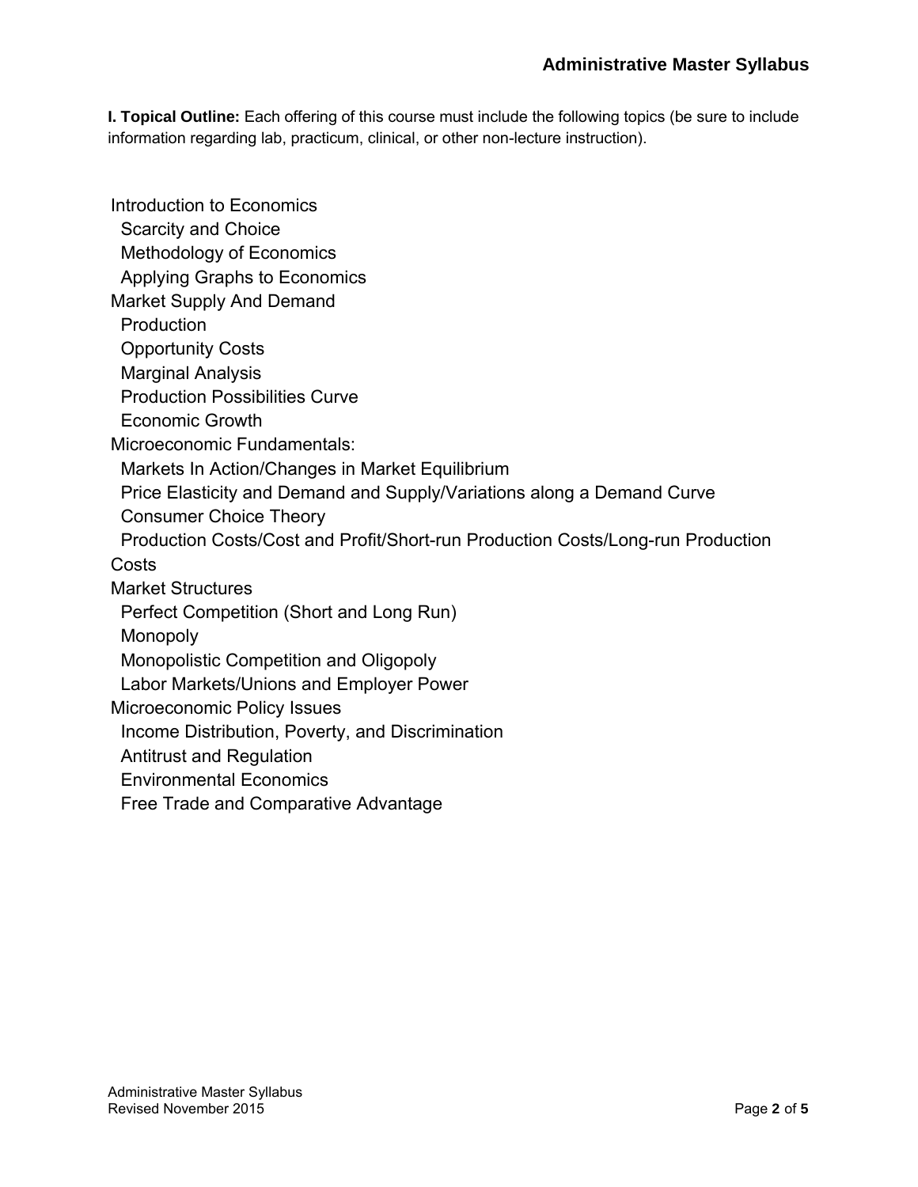**I. Topical Outline:** Each offering of this course must include the following topics (be sure to include information regarding lab, practicum, clinical, or other non-lecture instruction).

- Introduction to Economics
  - Scarcity and Choice
  - Methodology of Economics
  - Applying Graphs to Economics
- Market Supply And Demand
  - Production
  - Opportunity Costs
  - Marginal Analysis
  - Production Possibilities Curve
  - Economic Growth
- Microeconomic Fundamentals:
  - Markets In Action/Changes in Market Equilibrium
  - Price Elasticity and Demand and Supply/Variations along a Demand Curve
  - Consumer Choice Theory
  - Production Costs/Cost and Profit/Short-run Production Costs/Long-run Production Costs
- Market Structures
  - Perfect Competition (Short and Long Run)
  - Monopoly
  - Monopolistic Competition and Oligopoly
  - Labor Markets/Unions and Employer Power
- Microeconomic Policy Issues
  - Income Distribution, Poverty, and Discrimination
  - Antitrust and Regulation
  - Environmental Economics
  - Free Trade and Comparative Advantage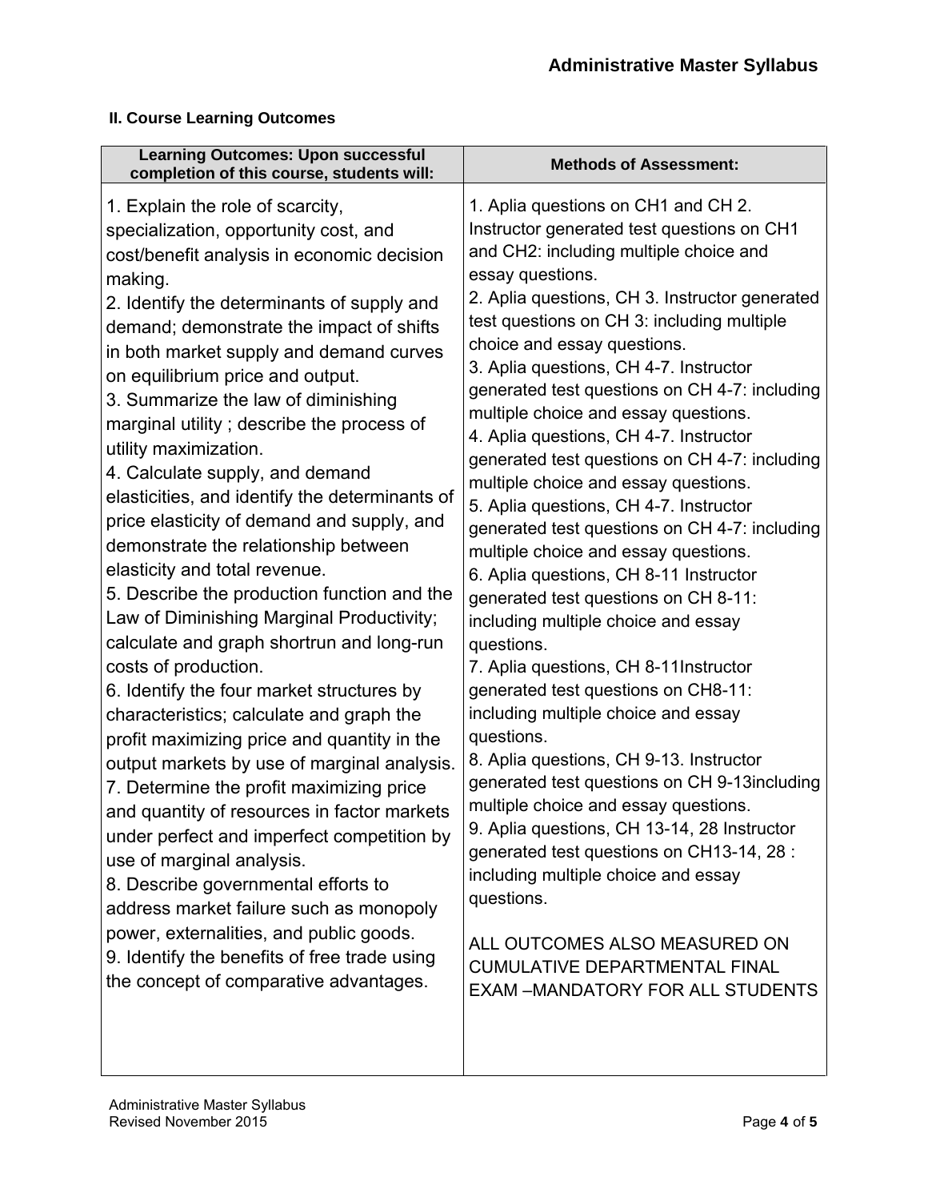### II. Course Learning Outcomes

| Learning Outcomes: Upon successful completion of this course, students will: | Methods of Assessment: |
|---|---|
| 1. Explain the role of scarcity, specialization, opportunity cost, and cost/benefit analysis in economic decision making. | 1. Aplia questions on CH1 and CH 2. Instructor generated test questions on CH1 and CH2: including multiple choice and essay questions. |
| 2. Identify the determinants of supply and demand; demonstrate the impact of shifts in both market supply and demand curves on equilibrium price and output. | 2. Aplia questions, CH 3. Instructor generated test questions on CH 3: including multiple choice and essay questions. |
| 3. Summarize the law of diminishing marginal utility ; describe the process of utility maximization. | 3. Aplia questions, CH 4-7. Instructor generated test questions on CH 4-7: including multiple choice and essay questions. |
| 4. Calculate supply, and demand elasticities, and identify the determinants of price elasticity of demand and supply, and demonstrate the relationship between elasticity and total revenue. | 4. Aplia questions, CH 4-7. Instructor generated test questions on CH 4-7: including multiple choice and essay questions. |
| 5. Describe the production function and the Law of Diminishing Marginal Productivity; calculate and graph shortrun and long-run costs of production. | 5. Aplia questions, CH 4-7. Instructor generated test questions on CH 4-7: including multiple choice and essay questions. |
| 6. Identify the four market structures by characteristics; calculate and graph the profit maximizing price and quantity in the output markets by use of marginal analysis. | 6. Aplia questions, CH 8-11 Instructor generated test questions on CH 8-11: including multiple choice and essay questions. |
| 7. Determine the profit maximizing price and quantity of resources in factor markets under perfect and imperfect competition by use of marginal analysis. | 7. Aplia questions, CH 8-11Instructor generated test questions on CH8-11: including multiple choice and essay questions. |
| 8. Describe governmental efforts to address market failure such as monopoly power, externalities, and public goods. | 8. Aplia questions, CH 9-13. Instructor generated test questions on CH 9-13including multiple choice and essay questions. |
| 9. Identify the benefits of free trade using the concept of comparative advantages. | 9. Aplia questions, CH 13-14, 28 Instructor generated test questions on CH13-14, 28 : including multiple choice and essay questions.<br><br>ALL OUTCOMES ALSO MEASURED ON CUMULATIVE DEPARTMENTAL FINAL EXAM –MANDATORY FOR ALL STUDENTS |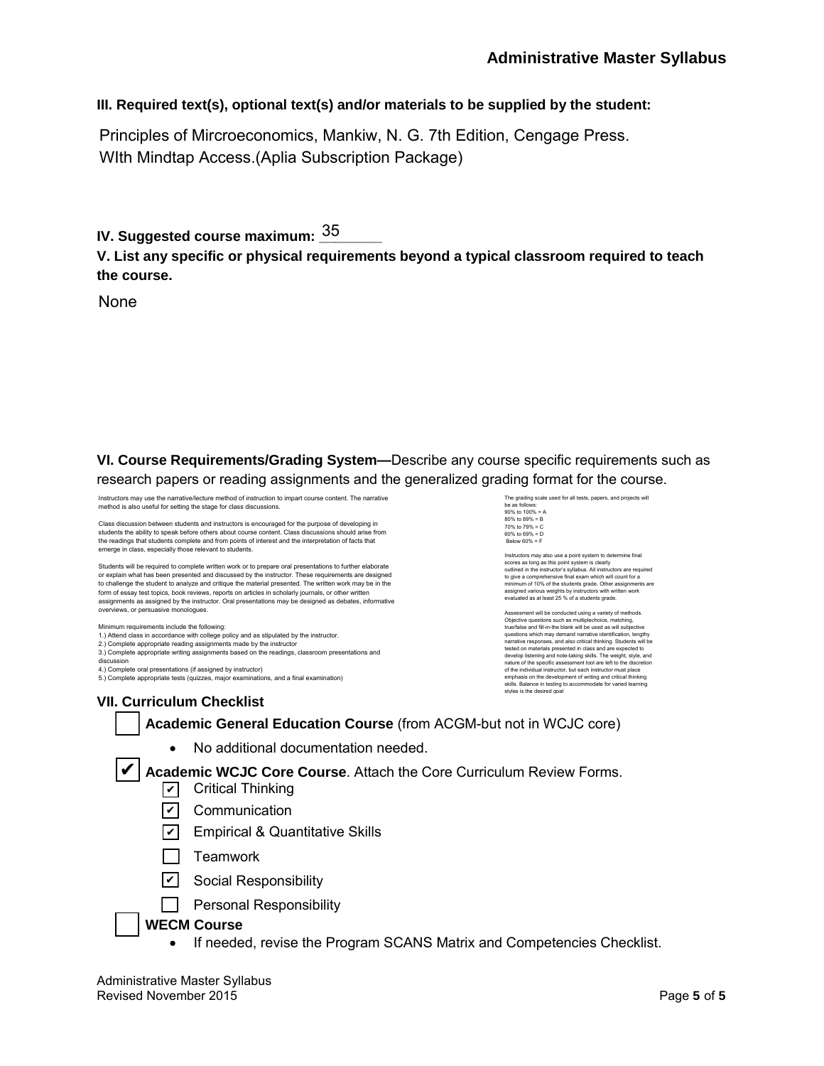**III. Required text(s), optional text(s) and/or materials to be supplied by the student:**

Principles of Mircroeconomics, Mankiw, N. G. 7th Edition, Cengage Press.
WIth Mindtap Access.(Aplia Subscription Package)

**IV. Suggested course maximum:** 35

**V. List any specific or physical requirements beyond a typical classroom required to teach the course.**

None

**VI. Course Requirements/Grading System—**Describe any course specific requirements such as research papers or reading assignments and the generalized grading format for the course.

Instructors may use the narrative/lecture method of instruction to impart course content. The narrative method is also useful for setting the stage for class discussions.

Class discussion between students and instructors is encouraged for the purpose of developing in students the ability to speak before others about course content. Class discussions should arise from the readings that students complete and from points of interest and the interpretation of facts that emerge in class, especially those relevant to students.

Students will be required to complete written work or to prepare oral presentations to further elaborate or explain what has been presented and discussed by the instructor. These requirements are designed to challenge the student to analyze and critique the material presented. The written work may be in the form of essay test topics, book reviews, reports on articles in scholarly journals, or other written assignments as assigned by the instructor. Oral presentations may be designed as debates, informative overviews, or persuasive monologues.

Minimum requirements include the following:
1.) Attend class in accordance with college policy and as stipulated by the instructor.
2.) Complete appropriate reading assignments made by the instructor
3.) Complete appropriate writing assignments based on the readings, classroom presentations and discussion
4.) Complete oral presentations (if assigned by instructor)
5.) Complete appropriate tests (quizzes, major examinations, and a final examination)

The grading scale used for all tests, papers, and projects will be as follows:
90% to 100% = A
80% to 89% = B
70% to 79% = C
60% to 69% = D
Below 60% = F

Instructors may also use a point system to determine final scores as long as this point system is clearly outlined in the instructor's syllabus. All instructors are required to give a comprehensive final exam which will count for a minimum of 10% of the students grade. Other assignments are assigned various weights by instructors with written work evaluated as at least 25 % of a students grade.

Assessment will be conducted using a variety of methods. Objective questions such as multiplechoice, matching, true/false and fill-in-the blank will be used as will subjective questions which may demand narrative identification, lengthy narrative responses, and also critical thinking. Students will be tested on materials presented in class and are expected to develop listening and note-taking skills. The weight, style, and nature of the specific assessment tool are left to the discretion of the individual instructor, but each instructor must place emphasis on the development of writing and critical thinking skills. Balance in testing to accommodate for varied learning styles is the desired goal

**VII. Curriculum Checklist**

- [ ] **Academic General Education Course** (from ACGM-but not in WCJC core)
  - No additional documentation needed.
- [x] **Academic WCJC Core Course**. Attach the Core Curriculum Review Forms.
  - [x] Critical Thinking
  - [x] Communication
  - [x] Empirical & Quantitative Skills
  - [ ] Teamwork
  - [x] Social Responsibility
  - [ ] Personal Responsibility
- [ ] **WECM Course**
  - If needed, revise the Program SCANS Matrix and Competencies Checklist.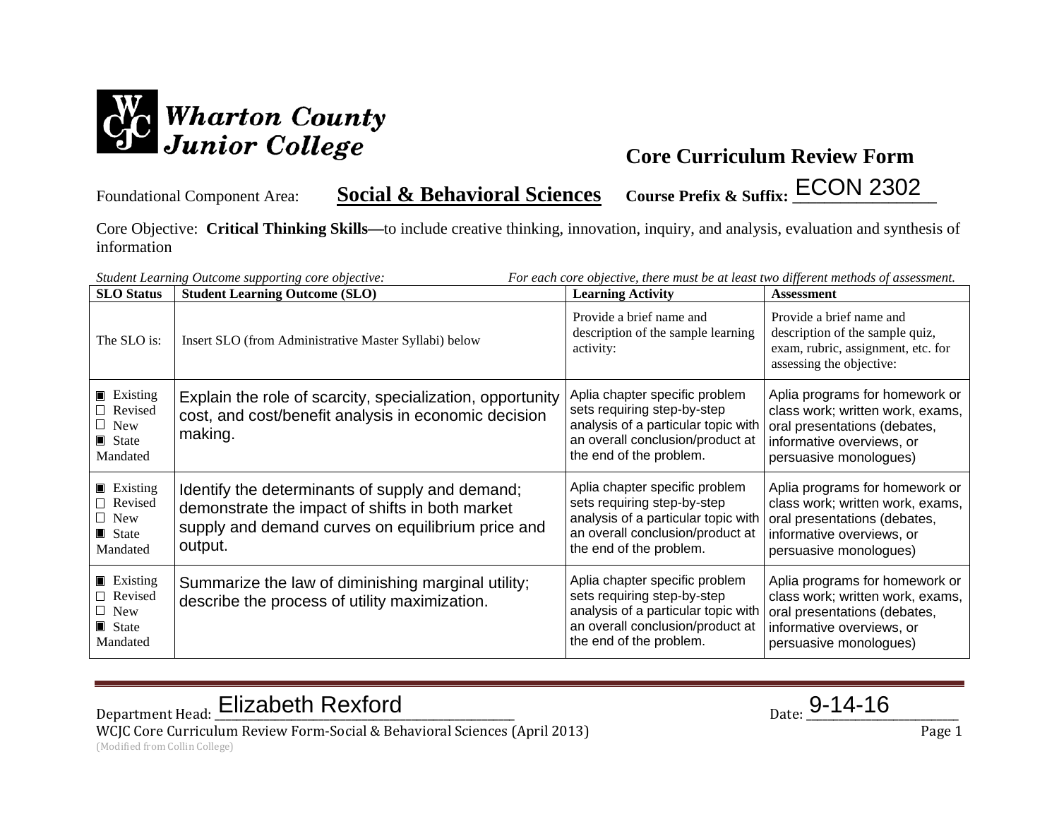Wharton County Junior College

## Core Curriculum Review Form

Foundational Component Area: **Social & Behavioral Sciences** **Course Prefix & Suffix:** ECON 2302

Core Objective: **Critical Thinking Skills—**to include creative thinking, innovation, inquiry, and analysis, evaluation and synthesis of information

*Student Learning Outcome supporting core objective:* *For each core objective, there must be at least two different methods of assessment.*

| SLO Status | Student Learning Outcome (SLO) | Learning Activity | Assessment |
|---|---|---|---|
| The SLO is: | Insert SLO (from Administrative Master Syllabi) below | Provide a brief name and description of the sample learning activity: | Provide a brief name and description of the sample quiz, exam, rubric, assignment, etc. for assessing the objective: |
| ▣ Existing ☐ Revised ☐ New ▣ State Mandated | Explain the role of scarcity, specialization, opportunity cost, and cost/benefit analysis in economic decision making. | Aplia chapter specific problem sets requiring step-by-step analysis of a particular topic with an overall conclusion/product at the end of the problem. | Aplia programs for homework or class work; written work, exams, oral presentations (debates, informative overviews, or persuasive monologues) |
| ▣ Existing ☐ Revised ☐ New ▣ State Mandated | Identify the determinants of supply and demand; demonstrate the impact of shifts in both market supply and demand curves on equilibrium price and output. | Aplia chapter specific problem sets requiring step-by-step analysis of a particular topic with an overall conclusion/product at the end of the problem. | Aplia programs for homework or class work; written work, exams, oral presentations (debates, informative overviews, or persuasive monologues) |
| ▣ Existing ☐ Revised ☐ New ▣ State Mandated | Summarize the law of diminishing marginal utility; describe the process of utility maximization. | Aplia chapter specific problem sets requiring step-by-step analysis of a particular topic with an overall conclusion/product at the end of the problem. | Aplia programs for homework or class work; written work, exams, oral presentations (debates, informative overviews, or persuasive monologues) |

Department Head: Elizabeth Rexford Date: 9-14-16

WCJC Core Curriculum Review Form-Social & Behavioral Sciences (April 2013)
(Modified from Collin College)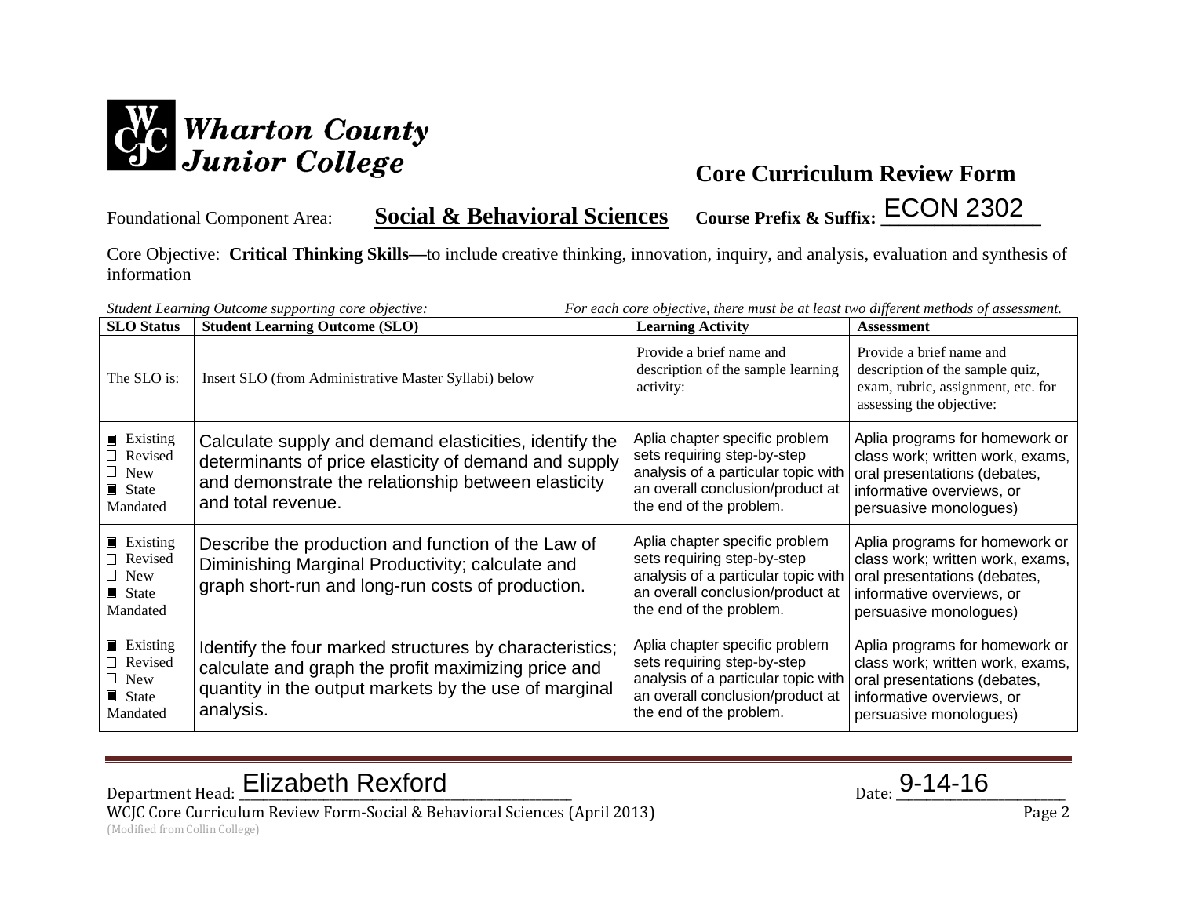Wharton County Junior College

## Core Curriculum Review Form

Foundational Component Area: **Social & Behavioral Sciences** **Course Prefix & Suffix:** ECON 2302

Core Objective: **Critical Thinking Skills—**to include creative thinking, innovation, inquiry, and analysis, evaluation and synthesis of information

*Student Learning Outcome supporting core objective:* *For each core objective, there must be at least two different methods of assessment.*

| SLO Status | Student Learning Outcome (SLO) | Learning Activity | Assessment |
|---|---|---|---|
| The SLO is: | Insert SLO (from Administrative Master Syllabi) below | Provide a brief name and description of the sample learning activity: | Provide a brief name and description of the sample quiz, exam, rubric, assignment, etc. for assessing the objective: |
| ■ Existing ☐ Revised ☐ New ■ State Mandated | Calculate supply and demand elasticities, identify the determinants of price elasticity of demand and supply and demonstrate the relationship between elasticity and total revenue. | Aplia chapter specific problem sets requiring step-by-step analysis of a particular topic with an overall conclusion/product at the end of the problem. | Aplia programs for homework or class work; written work, exams, oral presentations (debates, informative overviews, or persuasive monologues) |
| ■ Existing ☐ Revised ☐ New ■ State Mandated | Describe the production and function of the Law of Diminishing Marginal Productivity; calculate and graph short-run and long-run costs of production. | Aplia chapter specific problem sets requiring step-by-step analysis of a particular topic with an overall conclusion/product at the end of the problem. | Aplia programs for homework or class work; written work, exams, oral presentations (debates, informative overviews, or persuasive monologues) |
| ■ Existing ☐ Revised ☐ New ■ State Mandated | Identify the four marked structures by characteristics; calculate and graph the profit maximizing price and quantity in the output markets by the use of marginal analysis. | Aplia chapter specific problem sets requiring step-by-step analysis of a particular topic with an overall conclusion/product at the end of the problem. | Aplia programs for homework or class work; written work, exams, oral presentations (debates, informative overviews, or persuasive monologues) |

Department Head: Elizabeth Rexford Date: 9-14-16

WCJC Core Curriculum Review Form-Social & Behavioral Sciences (April 2013)
(Modified from Collin College)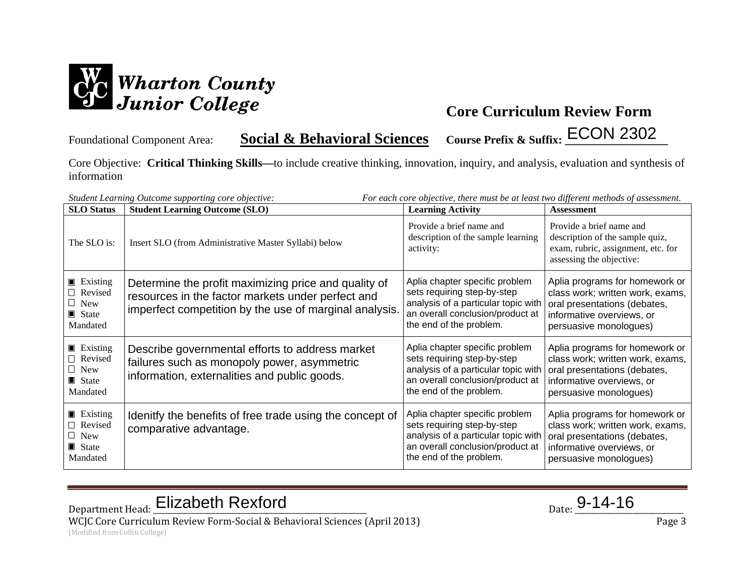Wharton County Junior College

# Core Curriculum Review Form

Foundational Component Area: **Social & Behavioral Sciences** **Course Prefix & Suffix:** ECON 2302

Core Objective: **Critical Thinking Skills—**to include creative thinking, innovation, inquiry, and analysis, evaluation and synthesis of information

*Student Learning Outcome supporting core objective:* *For each core objective, there must be at least two different methods of assessment.*

| SLO Status | Student Learning Outcome (SLO) | Learning Activity | Assessment |
|---|---|---|---|
| The SLO is: | Insert SLO (from Administrative Master Syllabi) below | Provide a brief name and description of the sample learning activity: | Provide a brief name and description of the sample quiz, exam, rubric, assignment, etc. for assessing the objective: |
| ▣ Existing<br>☐ Revised<br>☐ New<br>▣ State Mandated | Determine the profit maximizing price and quality of resources in the factor markets under perfect and imperfect competition by the use of marginal analysis. | Aplia chapter specific problem sets requiring step-by-step analysis of a particular topic with an overall conclusion/product at the end of the problem. | Aplia programs for homework or class work; written work, exams, oral presentations (debates, informative overviews, or persuasive monologues) |
| ▣ Existing<br>☐ Revised<br>☐ New<br>▣ State Mandated | Describe governmental efforts to address market failures such as monopoly power, asymmetric information, externalities and public goods. | Aplia chapter specific problem sets requiring step-by-step analysis of a particular topic with an overall conclusion/product at the end of the problem. | Aplia programs for homework or class work; written work, exams, oral presentations (debates, informative overviews, or persuasive monologues) |
| ▣ Existing<br>☐ Revised<br>☐ New<br>▣ State Mandated | Idenitfy the benefits of free trade using the concept of comparative advantage. | Aplia chapter specific problem sets requiring step-by-step analysis of a particular topic with an overall conclusion/product at the end of the problem. | Aplia programs for homework or class work; written work, exams, oral presentations (debates, informative overviews, or persuasive monologues) |

Department Head: Elizabeth Rexford Date: 9-14-16

WCJC Core Curriculum Review Form-Social & Behavioral Sciences (April 2013)
(Modified from Collin College)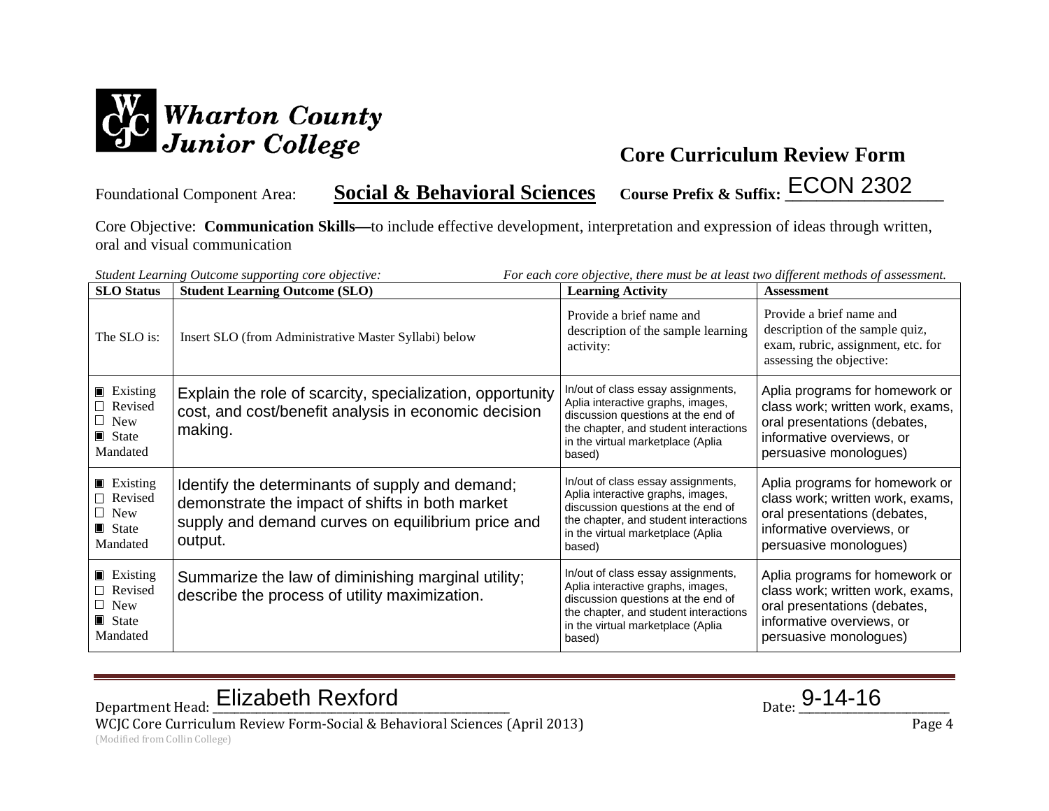Wharton County Junior College

## Core Curriculum Review Form

Foundational Component Area: **Social & Behavioral Sciences** **Course Prefix & Suffix:** ECON 2302

Core Objective: **Communication Skills—**to include effective development, interpretation and expression of ideas through written, oral and visual communication

*Student Learning Outcome supporting core objective:* *For each core objective, there must be at least two different methods of assessment.*

| SLO Status | Student Learning Outcome (SLO) | Learning Activity | Assessment |
|---|---|---|---|
| The SLO is: | Insert SLO (from Administrative Master Syllabi) below | Provide a brief name and description of the sample learning activity: | Provide a brief name and description of the sample quiz, exam, rubric, assignment, etc. for assessing the objective: |
| ▣ Existing<br>☐ Revised<br>☐ New<br>▣ State Mandated | Explain the role of scarcity, specialization, opportunity cost, and cost/benefit analysis in economic decision making. | In/out of class essay assignments, Aplia interactive graphs, images, discussion questions at the end of the chapter, and student interactions in the virtual marketplace (Aplia based) | Aplia programs for homework or class work; written work, exams, oral presentations (debates, informative overviews, or persuasive monologues) |
| ▣ Existing<br>☐ Revised<br>☐ New<br>▣ State Mandated | Identify the determinants of supply and demand; demonstrate the impact of shifts in both market supply and demand curves on equilibrium price and output. | In/out of class essay assignments, Aplia interactive graphs, images, discussion questions at the end of the chapter, and student interactions in the virtual marketplace (Aplia based) | Aplia programs for homework or class work; written work, exams, oral presentations (debates, informative overviews, or persuasive monologues) |
| ▣ Existing<br>☐ Revised<br>☐ New<br>▣ State Mandated | Summarize the law of diminishing marginal utility; describe the process of utility maximization. | In/out of class essay assignments, Aplia interactive graphs, images, discussion questions at the end of the chapter, and student interactions in the virtual marketplace (Aplia based) | Aplia programs for homework or class work; written work, exams, oral presentations (debates, informative overviews, or persuasive monologues) |

Department Head: Elizabeth Rexford Date: 9-14-16

WCJC Core Curriculum Review Form-Social & Behavioral Sciences (April 2013)

(Modified from Collin College)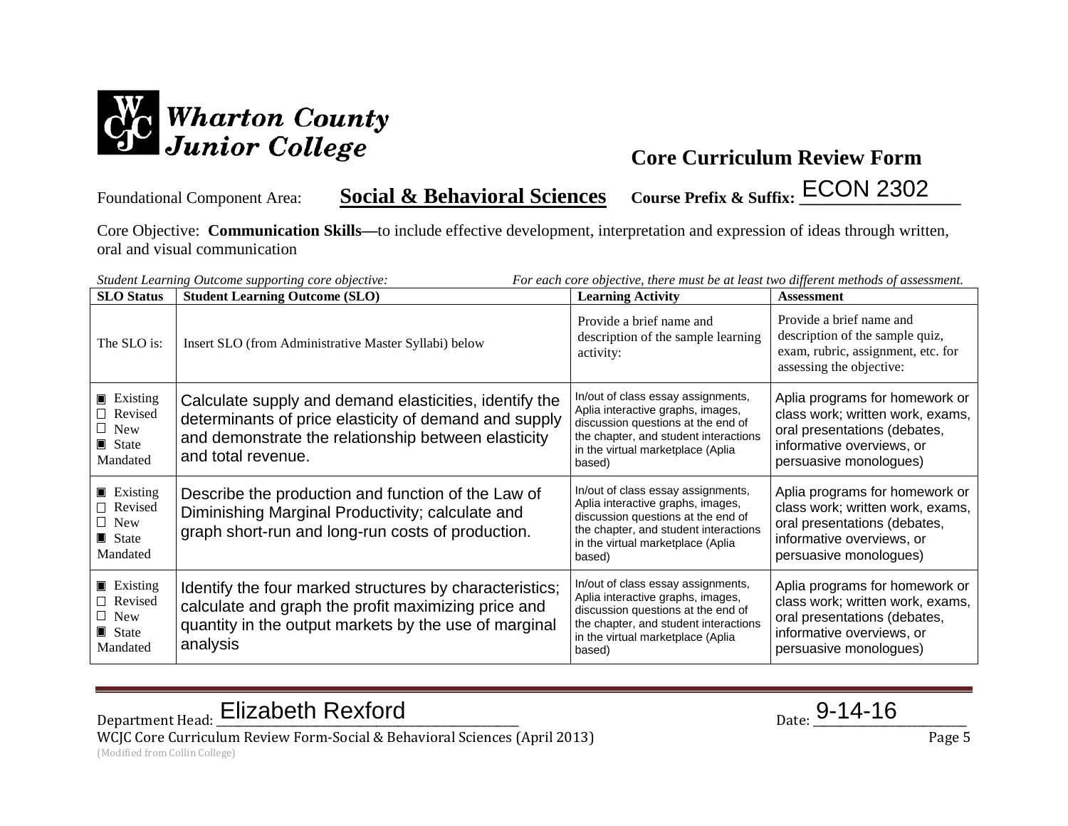Wharton County Junior College

# Core Curriculum Review Form

Foundational Component Area: **Social & Behavioral Sciences** **Course Prefix & Suffix:** ECON 2302

Core Objective: **Communication Skills—**to include effective development, interpretation and expression of ideas through written, oral and visual communication

*Student Learning Outcome supporting core objective:* *For each core objective, there must be at least two different methods of assessment.*

| SLO Status | Student Learning Outcome (SLO) | Learning Activity | Assessment |
|---|---|---|---|
| The SLO is: | Insert SLO (from Administrative Master Syllabi) below | Provide a brief name and description of the sample learning activity: | Provide a brief name and description of the sample quiz, exam, rubric, assignment, etc. for assessing the objective: |
| ■ Existing<br>□ Revised<br>□ New<br>■ State Mandated | Calculate supply and demand elasticities, identify the determinants of price elasticity of demand and supply and demonstrate the relationship between elasticity and total revenue. | In/out of class essay assignments, Aplia interactive graphs, images, discussion questions at the end of the chapter, and student interactions in the virtual marketplace (Aplia based) | Aplia programs for homework or class work; written work, exams, oral presentations (debates, informative overviews, or persuasive monologues) |
| ■ Existing<br>□ Revised<br>□ New<br>■ State Mandated | Describe the production and function of the Law of Diminishing Marginal Productivity; calculate and graph short-run and long-run costs of production. | In/out of class essay assignments, Aplia interactive graphs, images, discussion questions at the end of the chapter, and student interactions in the virtual marketplace (Aplia based) | Aplia programs for homework or class work; written work, exams, oral presentations (debates, informative overviews, or persuasive monologues) |
| ■ Existing<br>□ Revised<br>□ New<br>■ State Mandated | Identify the four marked structures by characteristics; calculate and graph the profit maximizing price and quantity in the output markets by the use of marginal analysis | In/out of class essay assignments, Aplia interactive graphs, images, discussion questions at the end of the chapter, and student interactions in the virtual marketplace (Aplia based) | Aplia programs for homework or class work; written work, exams, oral presentations (debates, informative overviews, or persuasive monologues) |

Department Head: Elizabeth Rexford Date: 9-14-16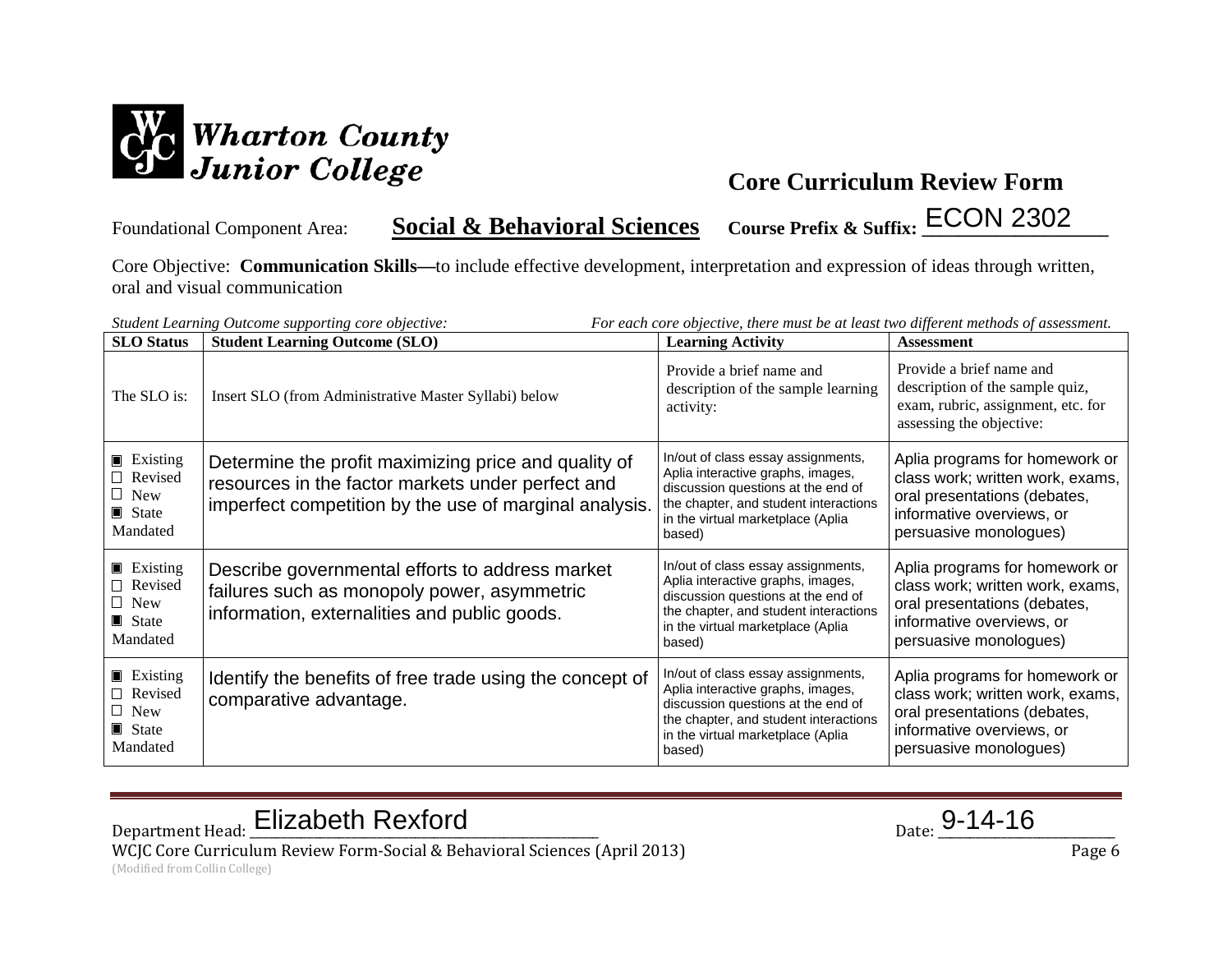Wharton County Junior College

# Core Curriculum Review Form

Foundational Component Area: **Social & Behavioral Sciences** **Course Prefix & Suffix:** ECON 2302

Core Objective: **Communication Skills—**to include effective development, interpretation and expression of ideas through written, oral and visual communication

*Student Learning Outcome supporting core objective:* *For each core objective, there must be at least two different methods of assessment.*

| SLO Status | Student Learning Outcome (SLO) | Learning Activity | Assessment |
|---|---|---|---|
| The SLO is: | Insert SLO (from Administrative Master Syllabi) below | Provide a brief name and description of the sample learning activity: | Provide a brief name and description of the sample quiz, exam, rubric, assignment, etc. for assessing the objective: |
| ■ Existing<br>□ Revised<br>□ New<br>■ State Mandated | Determine the profit maximizing price and quality of resources in the factor markets under perfect and imperfect competition by the use of marginal analysis. | In/out of class essay assignments, Aplia interactive graphs, images, discussion questions at the end of the chapter, and student interactions in the virtual marketplace (Aplia based) | Aplia programs for homework or class work; written work, exams, oral presentations (debates, informative overviews, or persuasive monologues) |
| ■ Existing<br>□ Revised<br>□ New<br>■ State Mandated | Describe governmental efforts to address market failures such as monopoly power, asymmetric information, externalities and public goods. | In/out of class essay assignments, Aplia interactive graphs, images, discussion questions at the end of the chapter, and student interactions in the virtual marketplace (Aplia based) | Aplia programs for homework or class work; written work, exams, oral presentations (debates, informative overviews, or persuasive monologues) |
| ■ Existing<br>□ Revised<br>□ New<br>■ State Mandated | Identify the benefits of free trade using the concept of comparative advantage. | In/out of class essay assignments, Aplia interactive graphs, images, discussion questions at the end of the chapter, and student interactions in the virtual marketplace (Aplia based) | Aplia programs for homework or class work; written work, exams, oral presentations (debates, informative overviews, or persuasive monologues) |

Department Head: Elizabeth Rexford Date: 9-14-16

WCJC Core Curriculum Review Form-Social & Behavioral Sciences (April 2013)

(Modified from Collin College)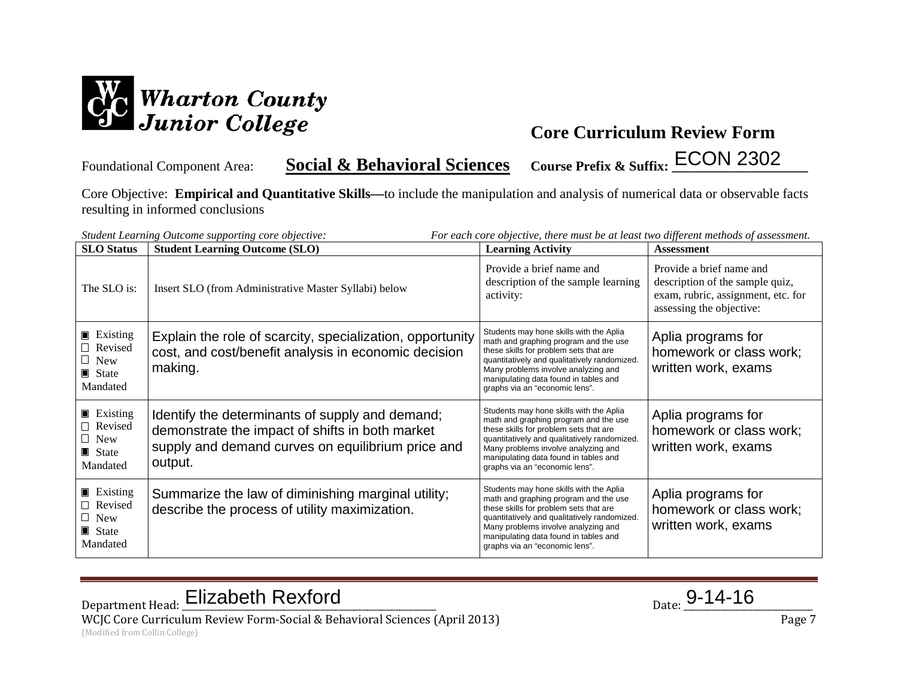# Wharton County Junior College

## Core Curriculum Review Form

Foundational Component Area: **Social & Behavioral Sciences** **Course Prefix & Suffix:** ECON 2302

Core Objective: **Empirical and Quantitative Skills—**to include the manipulation and analysis of numerical data or observable facts resulting in informed conclusions

*Student Learning Outcome supporting core objective:* *For each core objective, there must be at least two different methods of assessment.*

| SLO Status | Student Learning Outcome (SLO) | Learning Activity | Assessment |
|---|---|---|---|
| The SLO is: | Insert SLO (from Administrative Master Syllabi) below | Provide a brief name and description of the sample learning activity: | Provide a brief name and description of the sample quiz, exam, rubric, assignment, etc. for assessing the objective: |
| ■ Existing<br>☐ Revised<br>☐ New<br>■ State Mandated | Explain the role of scarcity, specialization, opportunity cost, and cost/benefit analysis in economic decision making. | Students may hone skills with the Aplia math and graphing program and the use these skills for problem sets that are quantitatively and qualitatively randomized. Many problems involve analyzing and manipulating data found in tables and graphs via an "economic lens". | Aplia programs for homework or class work; written work, exams |
| ■ Existing<br>☐ Revised<br>☐ New<br>■ State Mandated | Identify the determinants of supply and demand; demonstrate the impact of shifts in both market supply and demand curves on equilibrium price and output. | Students may hone skills with the Aplia math and graphing program and the use these skills for problem sets that are quantitatively and qualitatively randomized. Many problems involve analyzing and manipulating data found in tables and graphs via an "economic lens". | Aplia programs for homework or class work; written work, exams |
| ■ Existing<br>☐ Revised<br>☐ New<br>■ State Mandated | Summarize the law of diminishing marginal utility; describe the process of utility maximization. | Students may hone skills with the Aplia math and graphing program and the use these skills for problem sets that are quantitatively and qualitatively randomized. Many problems involve analyzing and manipulating data found in tables and graphs via an "economic lens". | Aplia programs for homework or class work; written work, exams |

Department Head: Elizabeth Rexford Date: 9-14-16

WCJC Core Curriculum Review Form-Social & Behavioral Sciences (April 2013)
(Modified from Collin College)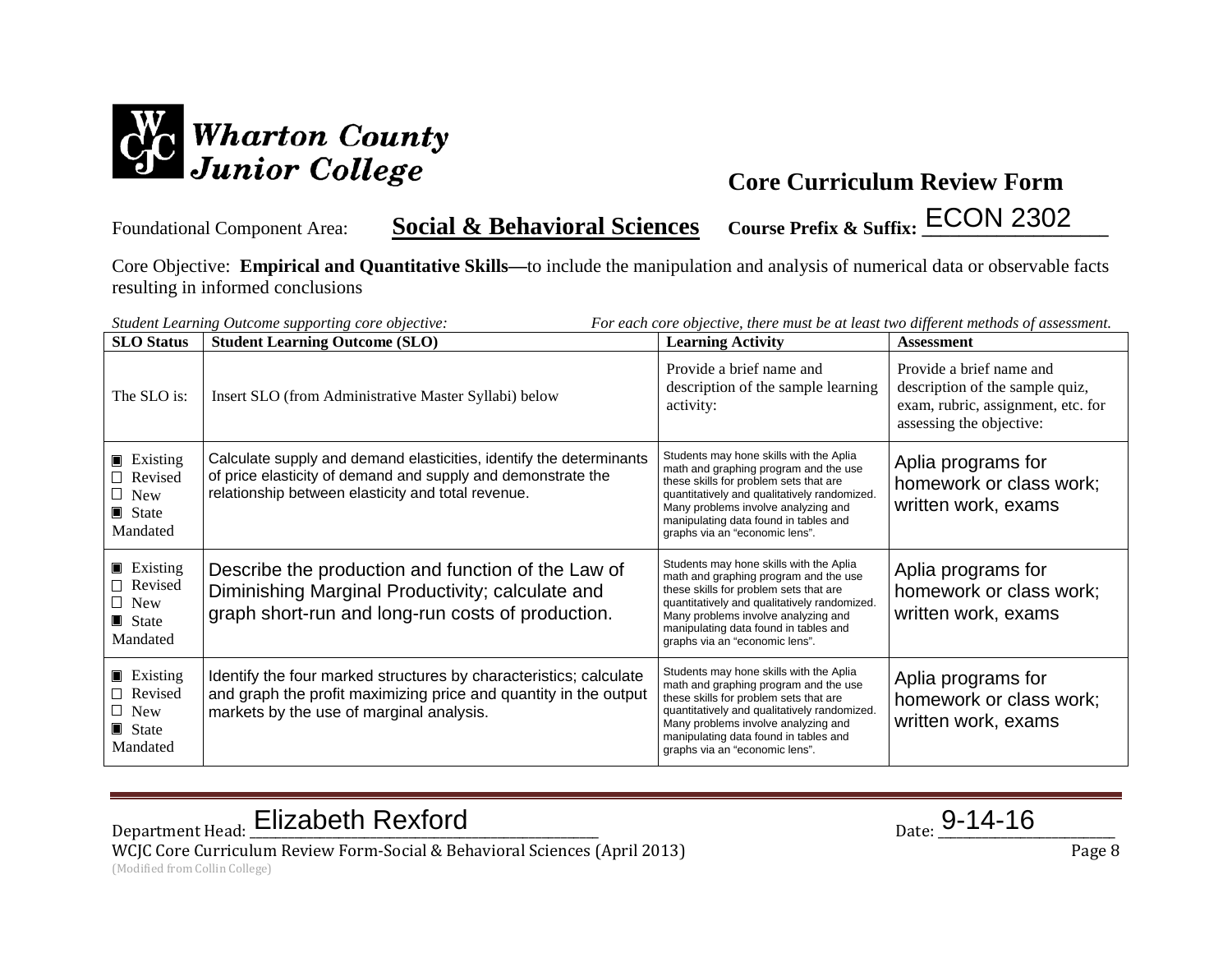Wharton County Junior College

## Core Curriculum Review Form

Foundational Component Area: **Social & Behavioral Sciences** **Course Prefix & Suffix:** ECON 2302

Core Objective: **Empirical and Quantitative Skills—**to include the manipulation and analysis of numerical data or observable facts resulting in informed conclusions

*Student Learning Outcome supporting core objective:* *For each core objective, there must be at least two different methods of assessment.*

| SLO Status | Student Learning Outcome (SLO) | Learning Activity | Assessment |
|---|---|---|---|
| The SLO is: | Insert SLO (from Administrative Master Syllabi) below | Provide a brief name and description of the sample learning activity: | Provide a brief name and description of the sample quiz, exam, rubric, assignment, etc. for assessing the objective: |
| ■ Existing ☐ Revised ☐ New ■ State Mandated | Calculate supply and demand elasticities, identify the determinants of price elasticity of demand and supply and demonstrate the relationship between elasticity and total revenue. | Students may hone skills with the Aplia math and graphing program and the use these skills for problem sets that are quantitatively and qualitatively randomized. Many problems involve analyzing and manipulating data found in tables and graphs via an "economic lens". | Aplia programs for homework or class work; written work, exams |
| ■ Existing ☐ Revised ☐ New ■ State Mandated | Describe the production and function of the Law of Diminishing Marginal Productivity; calculate and graph short-run and long-run costs of production. | Students may hone skills with the Aplia math and graphing program and the use these skills for problem sets that are quantitatively and qualitatively randomized. Many problems involve analyzing and manipulating data found in tables and graphs via an "economic lens". | Aplia programs for homework or class work; written work, exams |
| ■ Existing ☐ Revised ☐ New ■ State Mandated | Identify the four marked structures by characteristics; calculate and graph the profit maximizing price and quantity in the output markets by the use of marginal analysis. | Students may hone skills with the Aplia math and graphing program and the use these skills for problem sets that are quantitatively and qualitatively randomized. Many problems involve analyzing and manipulating data found in tables and graphs via an "economic lens". | Aplia programs for homework or class work; written work, exams |

Department Head: Elizabeth Rexford Date: 9-14-16

WCJC Core Curriculum Review Form-Social & Behavioral Sciences (April 2013)

(Modified from Collin College)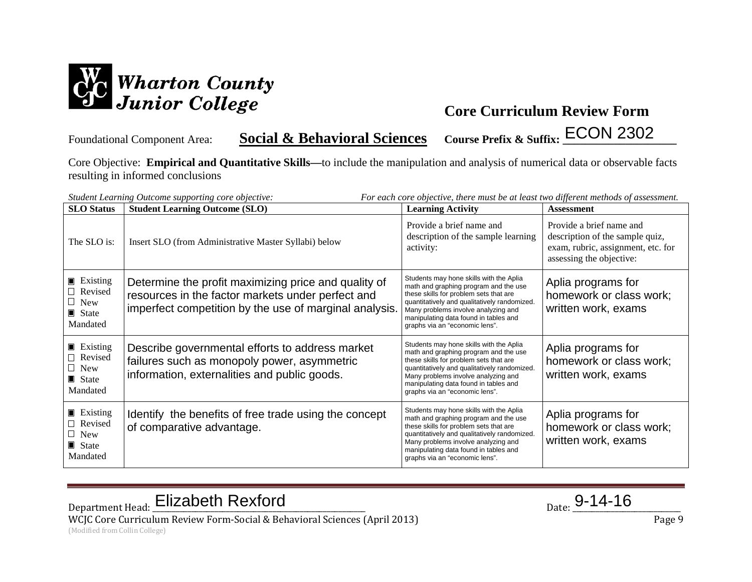# Wharton County Junior College

## Core Curriculum Review Form

Foundational Component Area: **Social & Behavioral Sciences** **Course Prefix & Suffix:** ECON 2302

Core Objective: **Empirical and Quantitative Skills—**to include the manipulation and analysis of numerical data or observable facts resulting in informed conclusions

*Student Learning Outcome supporting core objective:* *For each core objective, there must be at least two different methods of assessment.*

| SLO Status | Student Learning Outcome (SLO) | Learning Activity | Assessment |
|---|---|---|---|
| The SLO is: | Insert SLO (from Administrative Master Syllabi) below | Provide a brief name and description of the sample learning activity: | Provide a brief name and description of the sample quiz, exam, rubric, assignment, etc. for assessing the objective: |
| ■ Existing ☐ Revised ☐ New ■ State Mandated | Determine the profit maximizing price and quality of resources in the factor markets under perfect and imperfect competition by the use of marginal analysis. | Students may hone skills with the Aplia math and graphing program and the use these skills for problem sets that are quantitatively and qualitatively randomized. Many problems involve analyzing and manipulating data found in tables and graphs via an "economic lens". | Aplia programs for homework or class work; written work, exams |
| ■ Existing ☐ Revised ☐ New ■ State Mandated | Describe governmental efforts to address market failures such as monopoly power, asymmetric information, externalities and public goods. | Students may hone skills with the Aplia math and graphing program and the use these skills for problem sets that are quantitatively and qualitatively randomized. Many problems involve analyzing and manipulating data found in tables and graphs via an "economic lens". | Aplia programs for homework or class work; written work, exams |
| ■ Existing ☐ Revised ☐ New ■ State Mandated | Identify the benefits of free trade using the concept of comparative advantage. | Students may hone skills with the Aplia math and graphing program and the use these skills for problem sets that are quantitatively and qualitatively randomized. Many problems involve analyzing and manipulating data found in tables and graphs via an "economic lens". | Aplia programs for homework or class work; written work, exams |

Department Head: Elizabeth Rexford Date: 9-14-16

WCJC Core Curriculum Review Form-Social & Behavioral Sciences (April 2013)
(Modified from Collin College)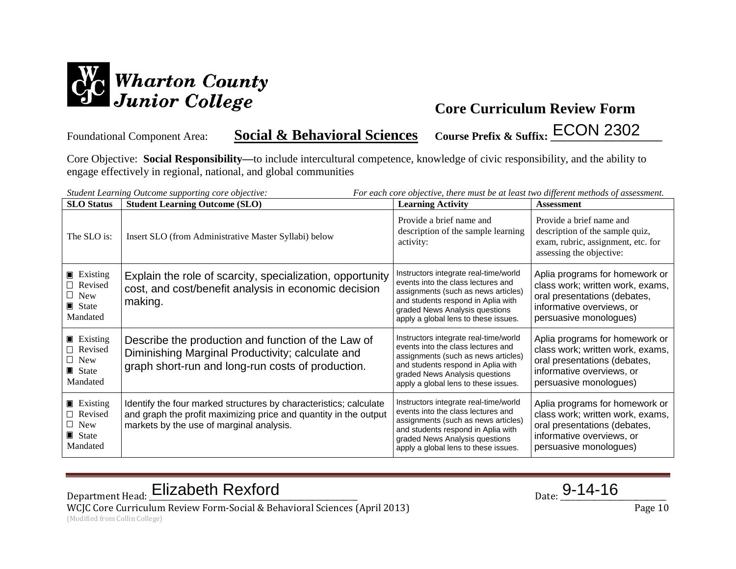Wharton County Junior College

## Core Curriculum Review Form

Foundational Component Area: **Social & Behavioral Sciences** **Course Prefix & Suffix:** ECON 2302

Core Objective: **Social Responsibility—**to include intercultural competence, knowledge of civic responsibility, and the ability to engage effectively in regional, national, and global communities

*Student Learning Outcome supporting core objective:* *For each core objective, there must be at least two different methods of assessment.*

| SLO Status | Student Learning Outcome (SLO) | Learning Activity | Assessment |
|---|---|---|---|
| The SLO is: | Insert SLO (from Administrative Master Syllabi) below | Provide a brief name and description of the sample learning activity: | Provide a brief name and description of the sample quiz, exam, rubric, assignment, etc. for assessing the objective: |
| ▣ Existing ☐ Revised ☐ New ▣ State Mandated | Explain the role of scarcity, specialization, opportunity cost, and cost/benefit analysis in economic decision making. | Instructors integrate real-time/world events into the class lectures and assignments (such as news articles) and students respond in Aplia with graded News Analysis questions apply a global lens to these issues. | Aplia programs for homework or class work; written work, exams, oral presentations (debates, informative overviews, or persuasive monologues) |
| ▣ Existing ☐ Revised ☐ New ▣ State Mandated | Describe the production and function of the Law of Diminishing Marginal Productivity; calculate and graph short-run and long-run costs of production. | Instructors integrate real-time/world events into the class lectures and assignments (such as news articles) and students respond in Aplia with graded News Analysis questions apply a global lens to these issues. | Aplia programs for homework or class work; written work, exams, oral presentations (debates, informative overviews, or persuasive monologues) |
| ▣ Existing ☐ Revised ☐ New ▣ State Mandated | Identify the four marked structures by characteristics; calculate and graph the profit maximizing price and quantity in the output markets by the use of marginal analysis. | Instructors integrate real-time/world events into the class lectures and assignments (such as news articles) and students respond in Aplia with graded News Analysis questions apply a global lens to these issues. | Aplia programs for homework or class work; written work, exams, oral presentations (debates, informative overviews, or persuasive monologues) |

Department Head: Elizabeth Rexford Date: 9-14-16

WCJC Core Curriculum Review Form-Social & Behavioral Sciences (April 2013)
(Modified from Collin College)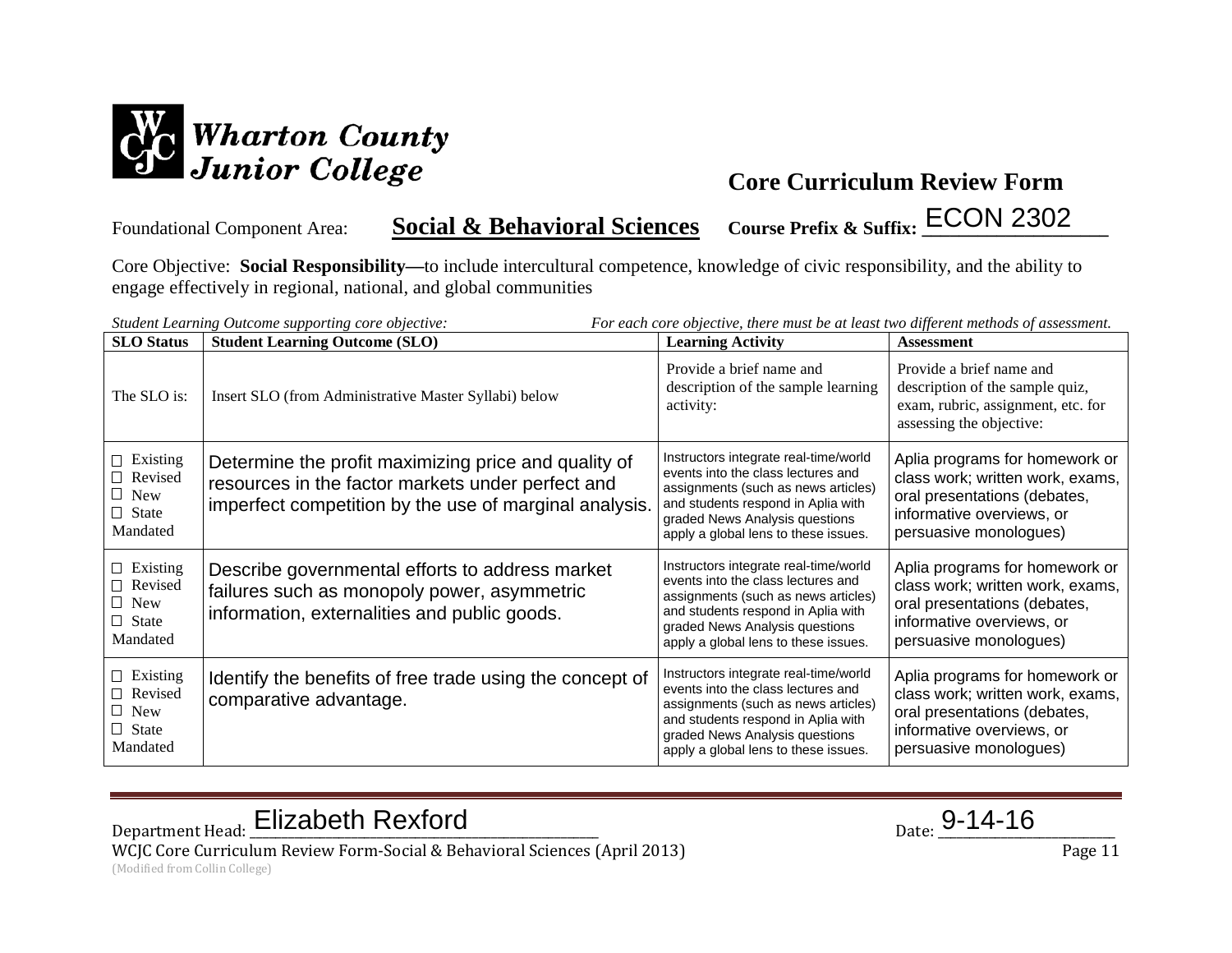**Wharton County Junior College**

# Core Curriculum Review Form

Foundational Component Area: **Social & Behavioral Sciences** **Course Prefix & Suffix:** ECON 2302

Core Objective: **Social Responsibility—**to include intercultural competence, knowledge of civic responsibility, and the ability to engage effectively in regional, national, and global communities

*Student Learning Outcome supporting core objective:* *For each core objective, there must be at least two different methods of assessment.*

| SLO Status | Student Learning Outcome (SLO) | Learning Activity | Assessment |
|---|---|---|---|
| The SLO is: | Insert SLO (from Administrative Master Syllabi) below | Provide a brief name and description of the sample learning activity: | Provide a brief name and description of the sample quiz, exam, rubric, assignment, etc. for assessing the objective: |
| ☐ Existing ☐ Revised ☐ New ☐ State Mandated | Determine the profit maximizing price and quality of resources in the factor markets under perfect and imperfect competition by the use of marginal analysis. | Instructors integrate real-time/world events into the class lectures and assignments (such as news articles) and students respond in Aplia with graded News Analysis questions apply a global lens to these issues. | Aplia programs for homework or class work; written work, exams, oral presentations (debates, informative overviews, or persuasive monologues) |
| ☐ Existing ☐ Revised ☐ New ☐ State Mandated | Describe governmental efforts to address market failures such as monopoly power, asymmetric information, externalities and public goods. | Instructors integrate real-time/world events into the class lectures and assignments (such as news articles) and students respond in Aplia with graded News Analysis questions apply a global lens to these issues. | Aplia programs for homework or class work; written work, exams, oral presentations (debates, informative overviews, or persuasive monologues) |
| ☐ Existing ☐ Revised ☐ New ☐ State Mandated | Identify the benefits of free trade using the concept of comparative advantage. | Instructors integrate real-time/world events into the class lectures and assignments (such as news articles) and students respond in Aplia with graded News Analysis questions apply a global lens to these issues. | Aplia programs for homework or class work; written work, exams, oral presentations (debates, informative overviews, or persuasive monologues) |

Department Head: Elizabeth Rexford Date: 9-14-16

WCJC Core Curriculum Review Form-Social & Behavioral Sciences (April 2013)

(Modified from Collin College)